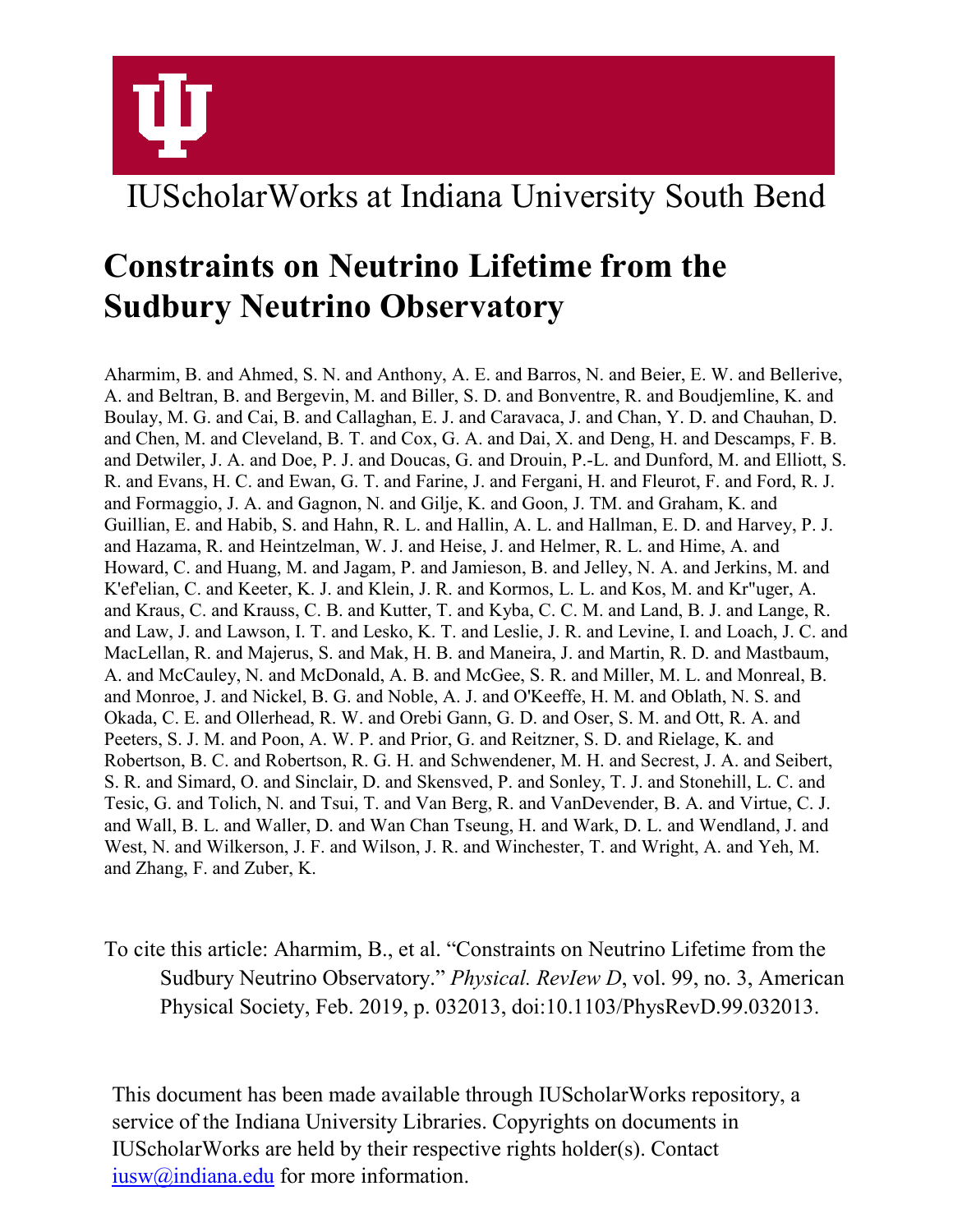IUScholarWorks at Indiana University South Bend

# Constraints on Neutrino Lifetime from the Sudbury Neutrino Observatory

Aharmim, B. and Ahmed, S. N. and Anthony, A. E. and Barros, N. and Beier, E. W. and Bellerive, A. and Beltran, B. and Bergevin, M. and Biller, S. D. and Bonventre, R. and Boudjemline, K. and Boulay, M. G. and Cai, B. and Callaghan, E. J. and Caravaca, J. and Chan, Y. D. and Chauhan, D. and Chen, M. and Cleveland, B. T. and Cox, G. A. and Dai, X. and Deng, H. and Descamps, F. B. and Detwiler, J. A. and Doe, P. J. and Doucas, G. and Drouin, P.-L. and Dunford, M. and Elliott, S. R. and Evans, H. C. and Ewan, G. T. and Farine, J. and Fergani, H. and Fleurot, F. and Ford, R. J. and Formaggio, J. A. and Gagnon, N. and Gilje, K. and Goon, J. TM. and Graham, K. and Guillian, E. and Habib, S. and Hahn, R. L. and Hallin, A. L. and Hallman, E. D. and Harvey, P. J. and Hazama, R. and Heintzelman, W. J. and Heise, J. and Helmer, R. L. and Hime, A. and Howard, C. and Huang, M. and Jagam, P. and Jamieson, B. and Jelley, N. A. and Jerkins, M. and K'ef'elian, C. and Keeter, K. J. and Klein, J. R. and Kormos, L. L. and Kos, M. and Kr"uger, A. and Kraus, C. and Krauss, C. B. and Kutter, T. and Kyba, C. C. M. and Land, B. J. and Lange, R. and Law, J. and Lawson, I. T. and Lesko, K. T. and Leslie, J. R. and Levine, I. and Loach, J. C. and MacLellan, R. and Majerus, S. and Mak, H. B. and Maneira, J. and Martin, R. D. and Mastbaum, A. and McCauley, N. and McDonald, A. B. and McGee, S. R. and Miller, M. L. and Monreal, B. and Monroe, J. and Nickel, B. G. and Noble, A. J. and O'Keeffe, H. M. and Oblath, N. S. and Okada, C. E. and Ollerhead, R. W. and Orebi Gann, G. D. and Oser, S. M. and Ott, R. A. and Peeters, S. J. M. and Poon, A. W. P. and Prior, G. and Reitzner, S. D. and Rielage, K. and Robertson, B. C. and Robertson, R. G. H. and Schwendener, M. H. and Secrest, J. A. and Seibert, S. R. and Simard, O. and Sinclair, D. and Skensved, P. and Sonley, T. J. and Stonehill, L. C. and Tesic, G. and Tolich, N. and Tsui, T. and Van Berg, R. and VanDevender, B. A. and Virtue, C. J. and Wall, B. L. and Waller, D. and Wan Chan Tseung, H. and Wark, D. L. and Wendland, J. and West, N. and Wilkerson, J. F. and Wilson, J. R. and Winchester, T. and Wright, A. and Yeh, M. and Zhang, F. and Zuber, K.

To cite this article: Aharmim, B., et al. "Constraints on Neutrino Lifetime from the Sudbury Neutrino Observatory." *Physical. RevIew D*, vol. 99, no. 3, American Physical Society, Feb. 2019, p. 032013, doi:10.1103/PhysRevD.99.032013.

This document has been made available through IUScholarWorks repository, a service of the Indiana University Libraries. Copyrights on documents in IUScholarWorks are held by their respective rights holder(s). Contact iusw@indiana.edu for more information.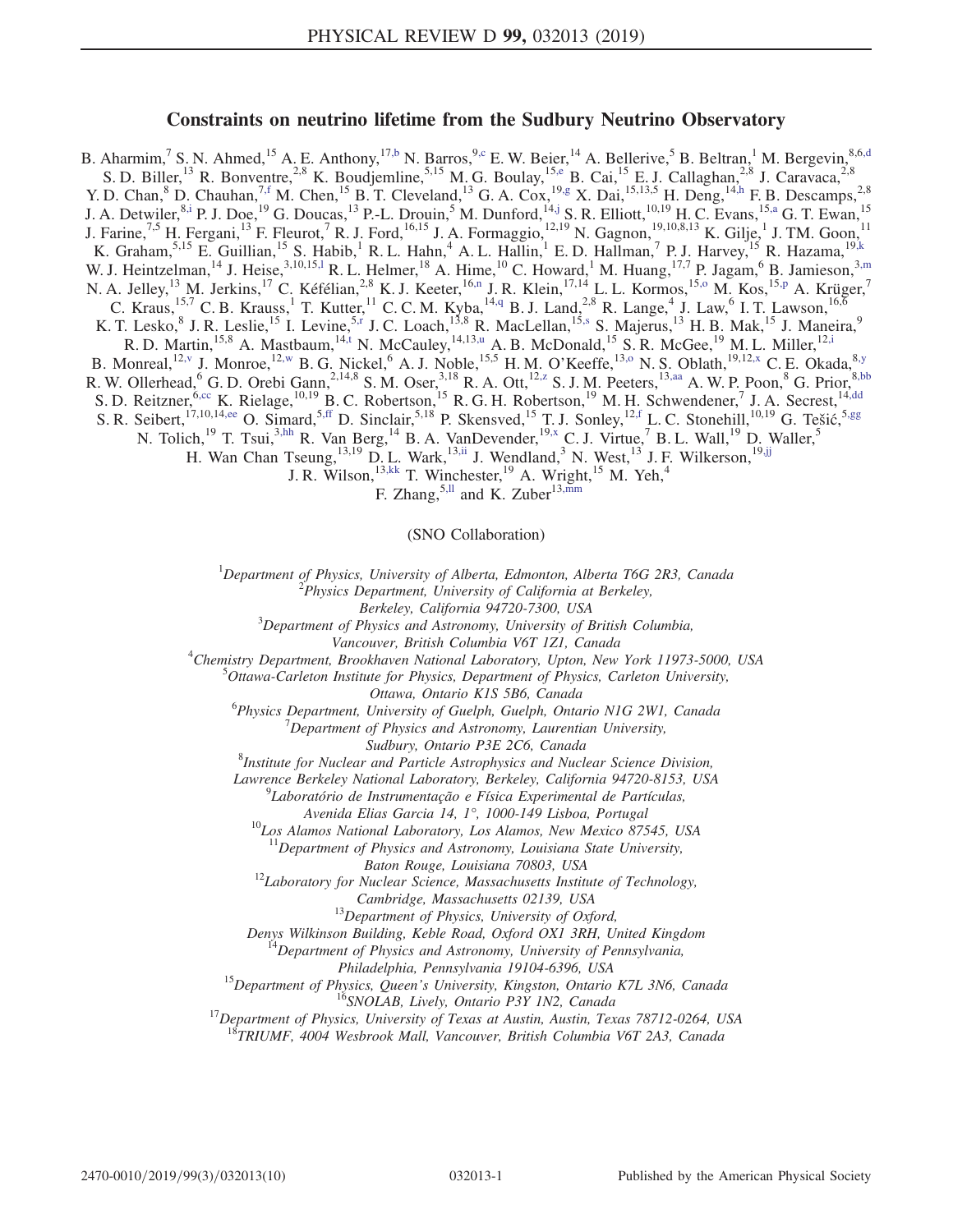# Constraints on neutrino lifetime from the Sudbury Neutrino Observatory

B. Aharmim,[7] S. N. Ahmed,[15] A. E. Anthony,[17,b] N. Barros,[9,c] E. W. Beier,[14] A. Bellerive,[5] B. Beltran,[1] M. Bergevin,[8,6,d] S. D. Biller,[13] R. Bonventre,[2,8] K. Boudjemline,[5,15] M. G. Boulay,[15,e] B. Cai,[15] E. J. Callaghan,[2,8] J. Caravaca,[2,8] Y. D. Chan,[8] D. Chauhan,[7,f] M. Chen,[15] B. T. Cleveland,[13] G. A. Cox,[19,g] X. Dai,[15,13,5] H. Deng,[14,h] F. B. Descamps,[2,8] J. A. Detwiler,[8,i] P. J. Doe,[19] G. Doucas,[13] P.-L. Drouin,[5] M. Dunford,[14,j] S. R. Elliott,[10,19] H. C. Evans,[15,a] G. T. Ewan,[15] J. Farine,[7,5] H. Fergani,[13] F. Fleurot,[7] R. J. Ford,[16,15] J. A. Formaggio,[12,19] N. Gagnon,[19,10,8,13] K. Gilje,[1] J. TM. Goon,[11] K. Graham,[5,15] E. Guillian,[15] S. Habib,[1] R. L. Hahn,[4] A. L. Hallin,[1] E. D. Hallman,[7] P. J. Harvey,[15] R. Hazama,[19,k] W. J. Heintzelman,[14] J. Heise,[3,10,15,l] R. L. Helmer,[18] A. Hime,[10] C. Howard,[1] M. Huang,[17,7] P. Jagam,[6] B. Jamieson,[3,m] N. A. Jelley,[13] M. Jerkins,[17] C. Kéfélian,[2,8] K. J. Keeter,[16,n] J. R. Klein,[17,14] L. L. Kormos,[15,o] M. Kos,[15,p] A. Krüger,[7] C. Kraus,[15,7] C. B. Krauss,[1] T. Kutter,[11] C. C. M. Kyba,[14,q] B. J. Land,[2,8] R. Lange,[4] J. Law,[6] I. T. Lawson,[16,6] K. T. Lesko,[8] J. R. Leslie,[15] I. Levine,[5,r] J. C. Loach,[13,8] R. MacLellan,[15,s] S. Majerus,[13] H. B. Mak,[15] J. Maneira,[9] R. D. Martin,[15,8] A. Mastbaum,[14,t] N. McCauley,[14,13,u] A. B. McDonald,[15] S. R. McGee,[19] M. L. Miller,[12,i] B. Monreal,[12,v] J. Monroe,[12,w] B. G. Nickel,[6] A. J. Noble,[15,5] H. M. O'Keeffe,[13,o] N. S. Oblath,[19,12,x] C. E. Okada,[8,y] R. W. Ollerhead,[6] G. D. Orebi Gann,[2,14,8] S. M. Oser,[3,18] R. A. Ott,[12,z] S. J. M. Peeters,[13,aa] A. W. P. Poon,[8] G. Prior,[8,bb] S. D. Reitzner,[6,cc] K. Rielage,[10,19] B. C. Robertson,[15] R. G. H. Robertson,[19] M. H. Schwendener,[7] J. A. Secrest,[14,dd] S. R. Seibert,[17,10,14,ee] O. Simard,[5,ff] D. Sinclair,[5,18] P. Skensved,[15] T. J. Sonley,[12,f] L. C. Stonehill,[10,19] G. Tešić,[5,gg] N. Tolich,[19] T. Tsui,[3,hh] R. Van Berg,[14] B. A. VanDevender,[19,x] C. J. Virtue,[7] B. L. Wall,[19] D. Waller,[5] H. Wan Chan Tseung,[13,19] D. L. Wark,[13,ii] J. Wendland,[3] N. West,[13] J. F. Wilkerson,[19,jj] J. R. Wilson,[13,kk] T. Winchester,[19] A. Wright,[15] M. Yeh,[4] F. Zhang,[5,ll] and K. Zuber[13,mm]

(SNO Collaboration)

[1]*Department of Physics, University of Alberta, Edmonton, Alberta T6G 2R3, Canada*
[2]*Physics Department, University of California at Berkeley, Berkeley, California 94720-7300, USA*
[3]*Department of Physics and Astronomy, University of British Columbia, Vancouver, British Columbia V6T 1Z1, Canada*
[4]*Chemistry Department, Brookhaven National Laboratory, Upton, New York 11973-5000, USA*
[5]*Ottawa-Carleton Institute for Physics, Department of Physics, Carleton University, Ottawa, Ontario K1S 5B6, Canada*
[6]*Physics Department, University of Guelph, Guelph, Ontario N1G 2W1, Canada*
[7]*Department of Physics and Astronomy, Laurentian University, Sudbury, Ontario P3E 2C6, Canada*
[8]*Institute for Nuclear and Particle Astrophysics and Nuclear Science Division, Lawrence Berkeley National Laboratory, Berkeley, California 94720-8153, USA*
[9]*Laboratório de Instrumentação e Física Experimental de Partículas, Avenida Elias Garcia 14, 1°, 1000-149 Lisboa, Portugal*
[10]*Los Alamos National Laboratory, Los Alamos, New Mexico 87545, USA*
[11]*Department of Physics and Astronomy, Louisiana State University, Baton Rouge, Louisiana 70803, USA*
[12]*Laboratory for Nuclear Science, Massachusetts Institute of Technology, Cambridge, Massachusetts 02139, USA*
[13]*Department of Physics, University of Oxford, Denys Wilkinson Building, Keble Road, Oxford OX1 3RH, United Kingdom*
[14]*Department of Physics and Astronomy, University of Pennsylvania, Philadelphia, Pennsylvania 19104-6396, USA*
[15]*Department of Physics, Queen's University, Kingston, Ontario K7L 3N6, Canada*
[16]*SNOLAB, Lively, Ontario P3Y 1N2, Canada*
[17]*Department of Physics, University of Texas at Austin, Austin, Texas 78712-0264, USA*
[18]*TRIUMF, 4004 Wesbrook Mall, Vancouver, British Columbia V6T 2A3, Canada*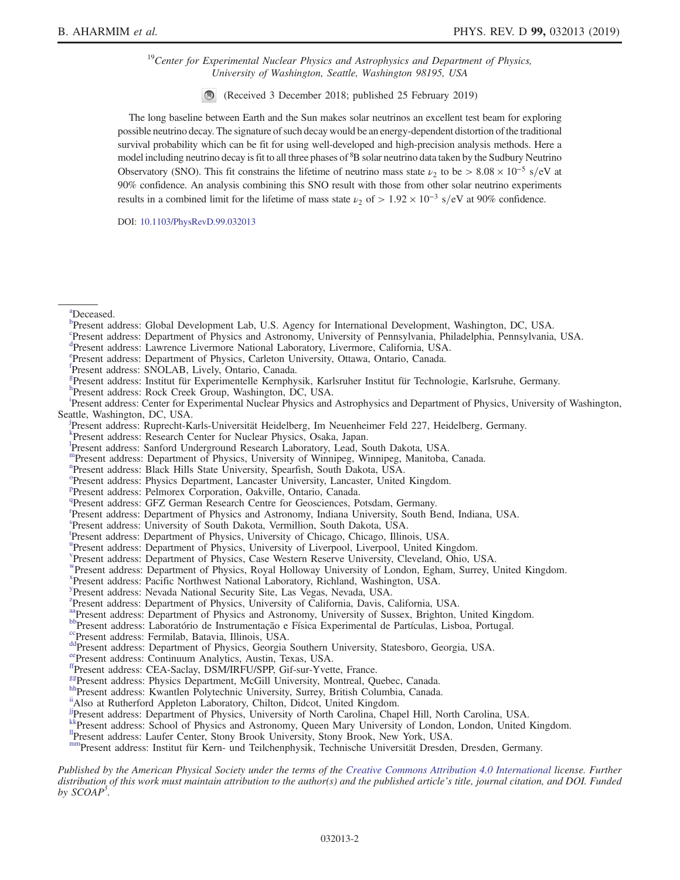[19]*Center for Experimental Nuclear Physics and Astrophysics and Department of Physics, University of Washington, Seattle, Washington 98195, USA*

(Received 3 December 2018; published 25 February 2019)

The long baseline between Earth and the Sun makes solar neutrinos an excellent test beam for exploring possible neutrino decay. The signature of such decay would be an energy-dependent distortion of the traditional survival probability which can be fit for using well-developed and high-precision analysis methods. Here a model including neutrino decay is fit to all three phases of $^8$B solar neutrino data taken by the Sudbury Neutrino Observatory (SNO). This fit constrains the lifetime of neutrino mass state $\nu_2$ to be $> 8.08 \times 10^{-5}$ s/eV at 90% confidence. An analysis combining this SNO result with those from other solar neutrino experiments results in a combined limit for the lifetime of mass state $\nu_2$ of $> 1.92 \times 10^{-3}$ s/eV at 90% confidence.

DOI: 10.1103/PhysRevD.99.032013

[a]Deceased.
[b]Present address: Global Development Lab, U.S. Agency for International Development, Washington, DC, USA.
[c]Present address: Department of Physics and Astronomy, University of Pennsylvania, Philadelphia, Pennsylvania, USA.
[d]Present address: Lawrence Livermore National Laboratory, Livermore, California, USA.
[e]Present address: Department of Physics, Carleton University, Ottawa, Ontario, Canada.
[f]Present address: SNOLAB, Lively, Ontario, Canada.
[g]Present address: Institut für Experimentelle Kernphysik, Karlsruher Institut für Technologie, Karlsruhe, Germany.
[h]Present address: Rock Creek Group, Washington, DC, USA.
[i]Present address: Center for Experimental Nuclear Physics and Astrophysics and Department of Physics, University of Washington, Seattle, Washington, DC, USA.
[j]Present address: Ruprecht-Karls-Universität Heidelberg, Im Neuenheimer Feld 227, Heidelberg, Germany.
[k]Present address: Research Center for Nuclear Physics, Osaka, Japan.
[l]Present address: Sanford Underground Research Laboratory, Lead, South Dakota, USA.
[m]Present address: Department of Physics, University of Winnipeg, Winnipeg, Manitoba, Canada.
[n]Present address: Black Hills State University, Spearfish, South Dakota, USA.
[o]Present address: Physics Department, Lancaster University, Lancaster, United Kingdom.
[p]Present address: Pelmorex Corporation, Oakville, Ontario, Canada.
[q]Present address: GFZ German Research Centre for Geosciences, Potsdam, Germany.
[r]Present address: Department of Physics and Astronomy, Indiana University, South Bend, Indiana, USA.
[s]Present address: University of South Dakota, Vermillion, South Dakota, USA.
[t]Present address: Department of Physics, University of Chicago, Chicago, Illinois, USA.
[u]Present address: Department of Physics, University of Liverpool, Liverpool, United Kingdom.
[v]Present address: Department of Physics, Case Western Reserve University, Cleveland, Ohio, USA.
[w]Present address: Department of Physics, Royal Holloway University of London, Egham, Surrey, United Kingdom.
[x]Present address: Pacific Northwest National Laboratory, Richland, Washington, USA.
[y]Present address: Nevada National Security Site, Las Vegas, Nevada, USA.
[z]Present address: Department of Physics, University of California, Davis, California, USA.
[aa]Present address: Department of Physics and Astronomy, University of Sussex, Brighton, United Kingdom.
[bb]Present address: Laboratório de Instrumentação e Física Experimental de Partículas, Lisboa, Portugal.
[cc]Present address: Fermilab, Batavia, Illinois, USA.
[dd]Present address: Department of Physics, Georgia Southern University, Statesboro, Georgia, USA.
[ee]Present address: Continuum Analytics, Austin, Texas, USA.
[ff]Present address: CEA-Saclay, DSM/IRFU/SPP, Gif-sur-Yvette, France.
[gg]Present address: Physics Department, McGill University, Montreal, Quebec, Canada.
[hh]Present address: Kwantlen Polytechnic University, Surrey, British Columbia, Canada.
[ii]Also at Rutherford Appleton Laboratory, Chilton, Didcot, United Kingdom.
[jj]Present address: Department of Physics, University of North Carolina, Chapel Hill, North Carolina, USA.
[kk]Present address: School of Physics and Astronomy, Queen Mary University of London, London, United Kingdom.
[ll]Present address: Laufer Center, Stony Brook University, Stony Brook, New York, USA.
[mm]Present address: Institut für Kern- und Teilchenphysik, Technische Universität Dresden, Dresden, Germany.

*Published by the American Physical Society under the terms of the Creative Commons Attribution 4.0 International license. Further distribution of this work must maintain attribution to the author(s) and the published article's title, journal citation, and DOI. Funded by SCOAP[3].*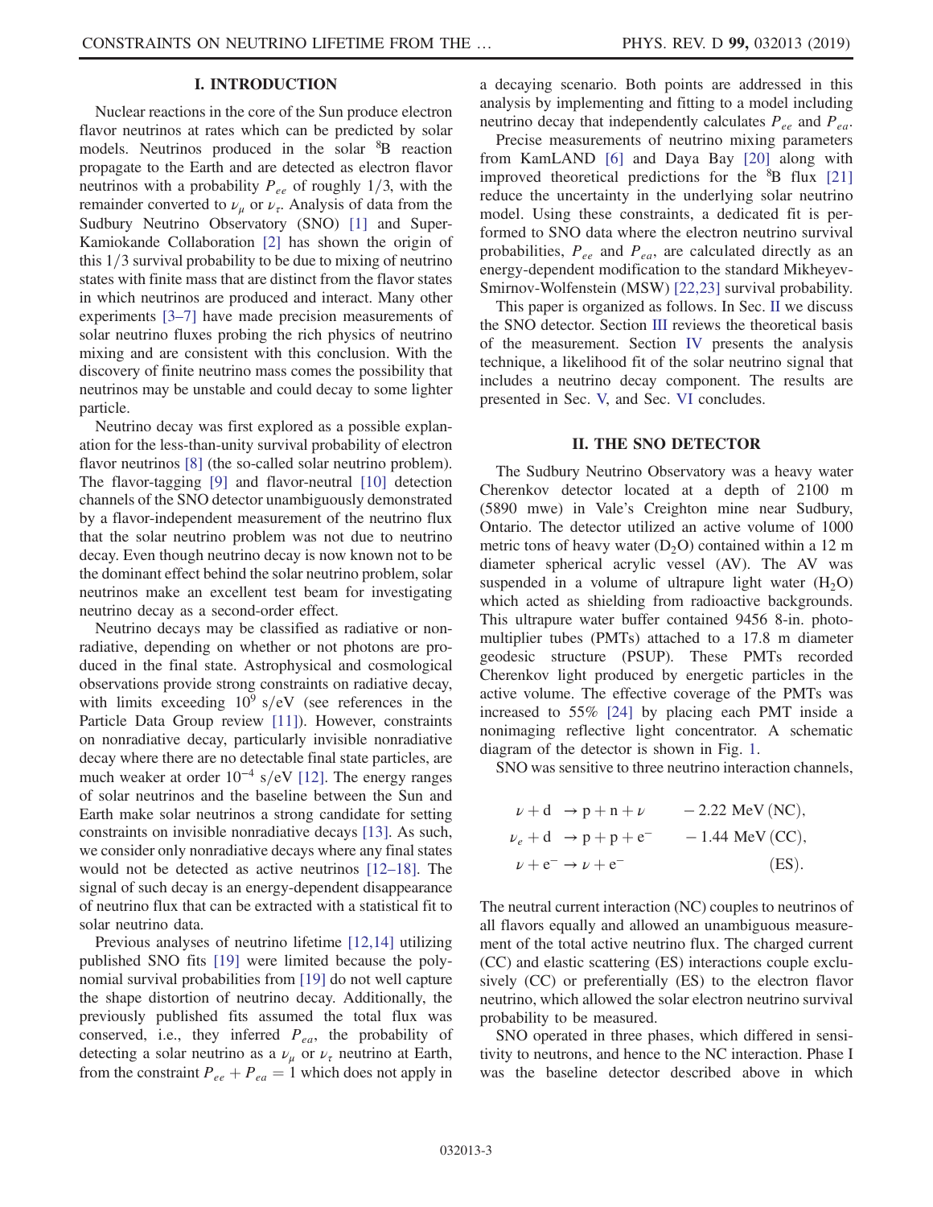## I. INTRODUCTION

Nuclear reactions in the core of the Sun produce electron flavor neutrinos at rates which can be predicted by solar models. Neutrinos produced in the solar $^8$B reaction propagate to the Earth and are detected as electron flavor neutrinos with a probability $P_{ee}$ of roughly $1/3$, with the remainder converted to $\nu_\mu$ or $\nu_\tau$. Analysis of data from the Sudbury Neutrino Observatory (SNO) [1] and Super-Kamiokande Collaboration [2] has shown the origin of this $1/3$ survival probability to be due to mixing of neutrino states with finite mass that are distinct from the flavor states in which neutrinos are produced and interact. Many other experiments [3–7] have made precision measurements of solar neutrino fluxes probing the rich physics of neutrino mixing and are consistent with this conclusion. With the discovery of finite neutrino mass comes the possibility that neutrinos may be unstable and could decay to some lighter particle.

Neutrino decay was first explored as a possible explanation for the less-than-unity survival probability of electron flavor neutrinos [8] (the so-called solar neutrino problem). The flavor-tagging [9] and flavor-neutral [10] detection channels of the SNO detector unambiguously demonstrated by a flavor-independent measurement of the neutrino flux that the solar neutrino problem was not due to neutrino decay. Even though neutrino decay is now known not to be the dominant effect behind the solar neutrino problem, solar neutrinos make an excellent test beam for investigating neutrino decay as a second-order effect.

Neutrino decays may be classified as radiative or nonradiative, depending on whether or not photons are produced in the final state. Astrophysical and cosmological observations provide strong constraints on radiative decay, with limits exceeding $10^9$ s/eV (see references in the Particle Data Group review [11]). However, constraints on nonradiative decay, particularly invisible nonradiative decay where there are no detectable final state particles, are much weaker at order $10^{-4}$ s/eV [12]. The energy ranges of solar neutrinos and the baseline between the Sun and Earth make solar neutrinos a strong candidate for setting constraints on invisible nonradiative decays [13]. As such, we consider only nonradiative decays where any final states would not be detected as active neutrinos [12–18]. The signal of such decay is an energy-dependent disappearance of neutrino flux that can be extracted with a statistical fit to solar neutrino data.

Previous analyses of neutrino lifetime [12,14] utilizing published SNO fits [19] were limited because the polynomial survival probabilities from [19] do not well capture the shape distortion of neutrino decay. Additionally, the previously published fits assumed the total flux was conserved, i.e., they inferred $P_{ea}$, the probability of detecting a solar neutrino as a $\nu_\mu$ or $\nu_\tau$ neutrino at Earth, from the constraint $P_{ee} + P_{ea} = 1$ which does not apply in a decaying scenario. Both points are addressed in this analysis by implementing and fitting to a model including neutrino decay that independently calculates $P_{ee}$ and $P_{ea}$.

Precise measurements of neutrino mixing parameters from KamLAND [6] and Daya Bay [20] along with improved theoretical predictions for the $^8$B flux [21] reduce the uncertainty in the underlying solar neutrino model. Using these constraints, a dedicated fit is performed to SNO data where the electron neutrino survival probabilities, $P_{ee}$ and $P_{ea}$, are calculated directly as an energy-dependent modification to the standard Mikheyev-Smirnov-Wolfenstein (MSW) [22,23] survival probability.

This paper is organized as follows. In Sec. II we discuss the SNO detector. Section III reviews the theoretical basis of the measurement. Section IV presents the analysis technique, a likelihood fit of the solar neutrino signal that includes a neutrino decay component. The results are presented in Sec. V, and Sec. VI concludes.

## II. THE SNO DETECTOR

The Sudbury Neutrino Observatory was a heavy water Cherenkov detector located at a depth of 2100 m (5890 mwe) in Vale's Creighton mine near Sudbury, Ontario. The detector utilized an active volume of 1000 metric tons of heavy water ($D_2O$) contained within a 12 m diameter spherical acrylic vessel (AV). The AV was suspended in a volume of ultrapure light water ($H_2O$) which acted as shielding from radioactive backgrounds. This ultrapure water buffer contained 9456 8-in. photomultiplier tubes (PMTs) attached to a 17.8 m diameter geodesic structure (PSUP). These PMTs recorded Cherenkov light produced by energetic particles in the active volume. The effective coverage of the PMTs was increased to 55% [24] by placing each PMT inside a nonimaging reflective light concentrator. A schematic diagram of the detector is shown in Fig. 1.

SNO was sensitive to three neutrino interaction channels,

$$
\begin{aligned}
\nu + \mathrm{d} &\rightarrow \mathrm{p} + \mathrm{n} + \nu \qquad -2.22\ \mathrm{MeV}\ (\mathrm{NC}),\\
\nu_e + \mathrm{d} &\rightarrow \mathrm{p} + \mathrm{p} + \mathrm{e}^- \qquad -1.44\ \mathrm{MeV}\ (\mathrm{CC}),\\
\nu + \mathrm{e}^- &\rightarrow \nu + \mathrm{e}^- \qquad (\mathrm{ES}).
\end{aligned}
$$

The neutral current interaction (NC) couples to neutrinos of all flavors equally and allowed an unambiguous measurement of the total active neutrino flux. The charged current (CC) and elastic scattering (ES) interactions couple exclusively (CC) or preferentially (ES) to the electron flavor neutrino, which allowed the solar electron neutrino survival probability to be measured.

SNO operated in three phases, which differed in sensitivity to neutrons, and hence to the NC interaction. Phase I was the baseline detector described above in which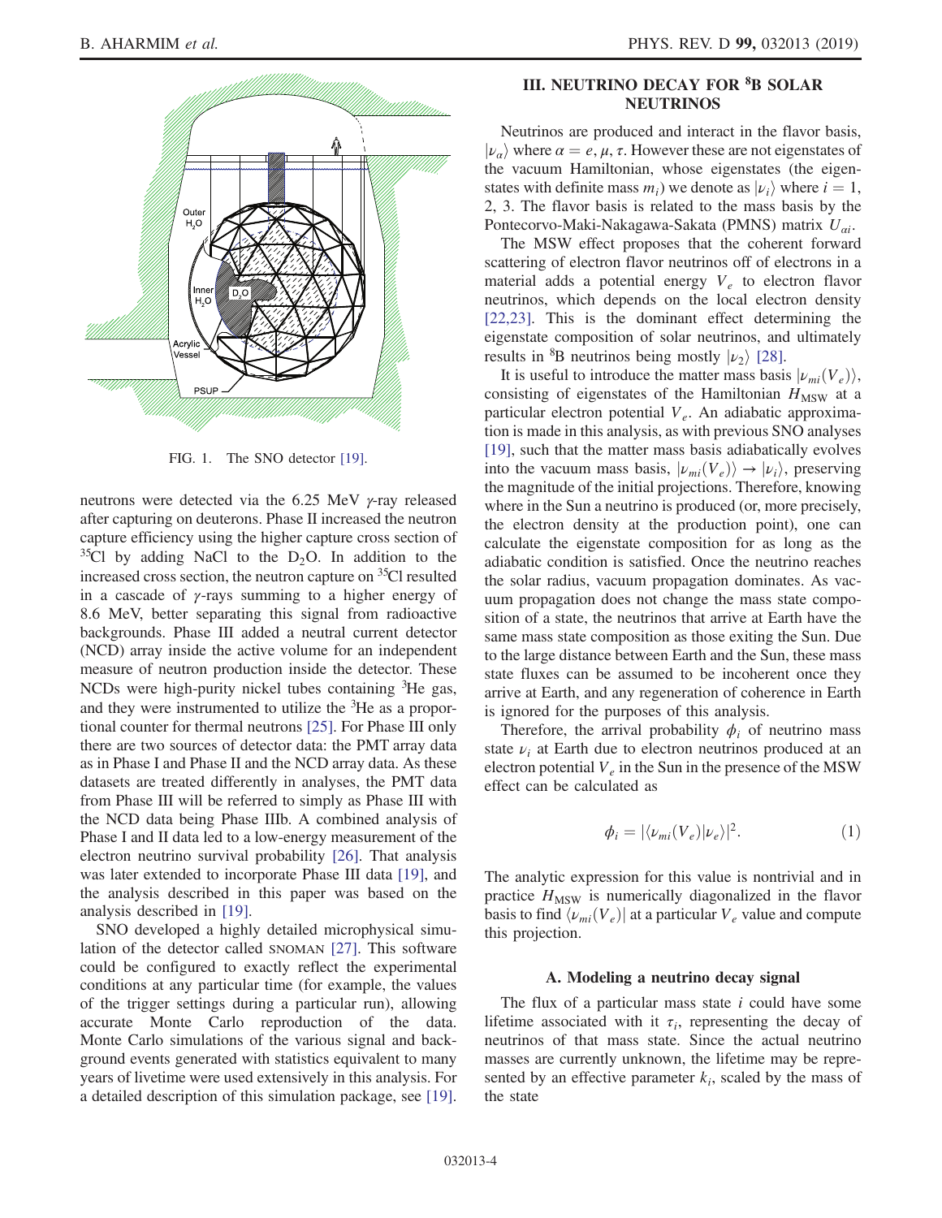FIG. 1. The SNO detector [19].

neutrons were detected via the 6.25 MeV $\gamma$-ray released after capturing on deuterons. Phase II increased the neutron capture efficiency using the higher capture cross section of $^{35}$Cl by adding NaCl to the $D_2O$. In addition to the increased cross section, the neutron capture on $^{35}$Cl resulted in a cascade of $\gamma$-rays summing to a higher energy of 8.6 MeV, better separating this signal from radioactive backgrounds. Phase III added a neutral current detector (NCD) array inside the active volume for an independent measure of neutron production inside the detector. These NCDs were high-purity nickel tubes containing $^3$He gas, and they were instrumented to utilize the $^3$He as a proportional counter for thermal neutrons [25]. For Phase III only there are two sources of detector data: the PMT array data as in Phase I and Phase II and the NCD array data. As these datasets are treated differently in analyses, the PMT data from Phase III will be referred to simply as Phase III with the NCD data being Phase IIIb. A combined analysis of Phase I and II data led to a low-energy measurement of the electron neutrino survival probability [26]. That analysis was later extended to incorporate Phase III data [19], and the analysis described in this paper was based on the analysis described in [19].

SNO developed a highly detailed microphysical simulation of the detector called SNOMAN [27]. This software could be configured to exactly reflect the experimental conditions at any particular time (for example, the values of the trigger settings during a particular run), allowing accurate Monte Carlo reproduction of the data. Monte Carlo simulations of the various signal and background events generated with statistics equivalent to many years of livetime were used extensively in this analysis. For a detailed description of this simulation package, see [19].

## III. NEUTRINO DECAY FOR $^8$B SOLAR NEUTRINOS

Neutrinos are produced and interact in the flavor basis, $|\nu_\alpha\rangle$ where $\alpha = e, \mu, \tau$. However these are not eigenstates of the vacuum Hamiltonian, whose eigenstates (the eigenstates with definite mass $m_i$) we denote as $|\nu_i\rangle$ where $i = 1, 2, 3$. The flavor basis is related to the mass basis by the Pontecorvo-Maki-Nakagawa-Sakata (PMNS) matrix $U_{\alpha i}$.

The MSW effect proposes that the coherent forward scattering of electron flavor neutrinos off of electrons in a material adds a potential energy $V_e$ to electron flavor neutrinos, which depends on the local electron density [22,23]. This is the dominant effect determining the eigenstate composition of solar neutrinos, and ultimately results in $^8$B neutrinos being mostly $|\nu_2\rangle$ [28].

It is useful to introduce the matter mass basis $|\nu_{mi}(V_e)\rangle$, consisting of eigenstates of the Hamiltonian $H_{\mathrm{MSW}}$ at a particular electron potential $V_e$. An adiabatic approximation is made in this analysis, as with previous SNO analyses [19], such that the matter mass basis adiabatically evolves into the vacuum mass basis, $|\nu_{mi}(V_e)\rangle \to |\nu_i\rangle$, preserving the magnitude of the initial projections. Therefore, knowing where in the Sun a neutrino is produced (or, more precisely, the electron density at the production point), one can calculate the eigenstate composition for as long as the adiabatic condition is satisfied. Once the neutrino reaches the solar radius, vacuum propagation dominates. As vacuum propagation does not change the mass state composition of a state, the neutrinos that arrive at Earth have the same mass state composition as those exiting the Sun. Due to the large distance between Earth and the Sun, these mass state fluxes can be assumed to be incoherent once they arrive at Earth, and any regeneration of coherence in Earth is ignored for the purposes of this analysis.

Therefore, the arrival probability $\phi_i$ of neutrino mass state $\nu_i$ at Earth due to electron neutrinos produced at an electron potential $V_e$ in the Sun in the presence of the MSW effect can be calculated as

$$\phi_i = |\langle \nu_{mi}(V_e)|\nu_e\rangle|^2. \tag{1}$$

The analytic expression for this value is nontrivial and in practice $H_{\mathrm{MSW}}$ is numerically diagonalized in the flavor basis to find $\langle \nu_{mi}(V_e)|$ at a particular $V_e$ value and compute this projection.

### A. Modeling a neutrino decay signal

The flux of a particular mass state $i$ could have some lifetime associated with it $\tau_i$, representing the decay of neutrinos of that mass state. Since the actual neutrino masses are currently unknown, the lifetime may be represented by an effective parameter $k_i$, scaled by the mass of the state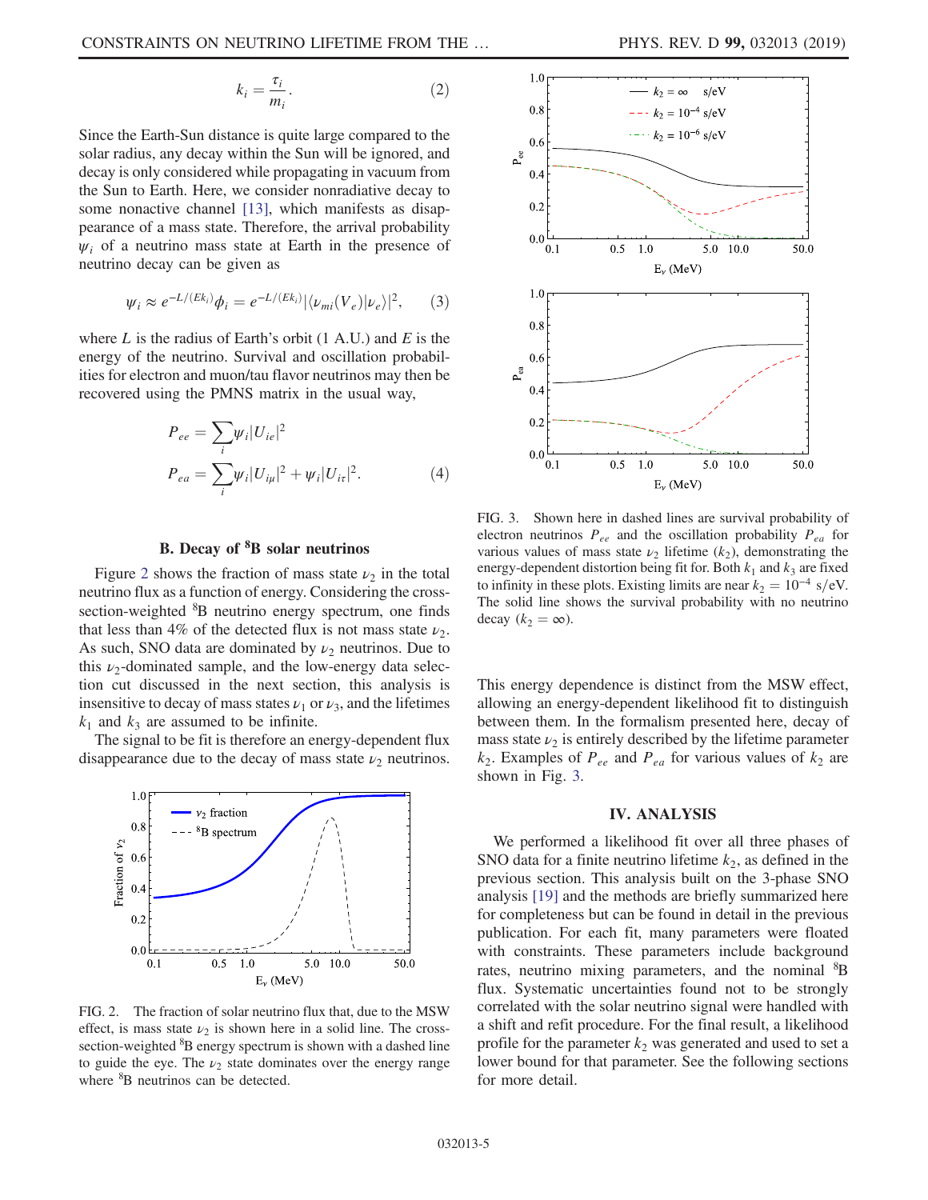$$k_i = \frac{\tau_i}{m_i}. \tag{2}$$

Since the Earth-Sun distance is quite large compared to the solar radius, any decay within the Sun will be ignored, and decay is only considered while propagating in vacuum from the Sun to Earth. Here, we consider nonradiative decay to some nonactive channel [13], which manifests as disappearance of a mass state. Therefore, the arrival probability $\psi_i$ of a neutrino mass state at Earth in the presence of neutrino decay can be given as

$$\psi_i \approx e^{-L/(Ek_i)}\phi_i = e^{-L/(Ek_i)}|\langle \nu_{mi}(V_e)|\nu_e\rangle|^2, \tag{3}$$

where $L$ is the radius of Earth's orbit (1 A.U.) and $E$ is the energy of the neutrino. Survival and oscillation probabilities for electron and muon/tau flavor neutrinos may then be recovered using the PMNS matrix in the usual way,

$$P_{ee} = \sum_i \psi_i |U_{ie}|^2$$
$$P_{ea} = \sum_i \psi_i |U_{i\mu}|^2 + \psi_i |U_{i\tau}|^2. \tag{4}$$

### B. Decay of $^8$B solar neutrinos

Figure 2 shows the fraction of mass state $\nu_2$ in the total neutrino flux as a function of energy. Considering the cross-section-weighted $^8$B neutrino energy spectrum, one finds that less than 4% of the detected flux is not mass state $\nu_2$. As such, SNO data are dominated by $\nu_2$ neutrinos. Due to this $\nu_2$-dominated sample, and the low-energy data selection cut discussed in the next section, this analysis is insensitive to decay of mass states $\nu_1$ or $\nu_3$, and the lifetimes $k_1$ and $k_3$ are assumed to be infinite.

The signal to be fit is therefore an energy-dependent flux disappearance due to the decay of mass state $\nu_2$ neutrinos.

FIG. 2. The fraction of solar neutrino flux that, due to the MSW effect, is mass state $\nu_2$ is shown here in a solid line. The cross-section-weighted $^8$B energy spectrum is shown with a dashed line to guide the eye. The $\nu_2$ state dominates over the energy range where $^8$B neutrinos can be detected.

FIG. 3. Shown here in dashed lines are survival probability of electron neutrinos $P_{ee}$ and the oscillation probability $P_{ea}$ for various values of mass state $\nu_2$ lifetime ($k_2$), demonstrating the energy-dependent distortion being fit for. Both $k_1$ and $k_3$ are fixed to infinity in these plots. Existing limits are near $k_2 = 10^{-4}$ s/eV. The solid line shows the survival probability with no neutrino decay ($k_2 = \infty$).

This energy dependence is distinct from the MSW effect, allowing an energy-dependent likelihood fit to distinguish between them. In the formalism presented here, decay of mass state $\nu_2$ is entirely described by the lifetime parameter $k_2$. Examples of $P_{ee}$ and $P_{ea}$ for various values of $k_2$ are shown in Fig. 3.

## IV. ANALYSIS

We performed a likelihood fit over all three phases of SNO data for a finite neutrino lifetime $k_2$, as defined in the previous section. This analysis built on the 3-phase SNO analysis [19] and the methods are briefly summarized here for completeness but can be found in detail in the previous publication. For each fit, many parameters were floated with constraints. These parameters include background rates, neutrino mixing parameters, and the nominal $^8$B flux. Systematic uncertainties found not to be strongly correlated with the solar neutrino signal were handled with a shift and refit procedure. For the final result, a likelihood profile for the parameter $k_2$ was generated and used to set a lower bound for that parameter. See the following sections for more detail.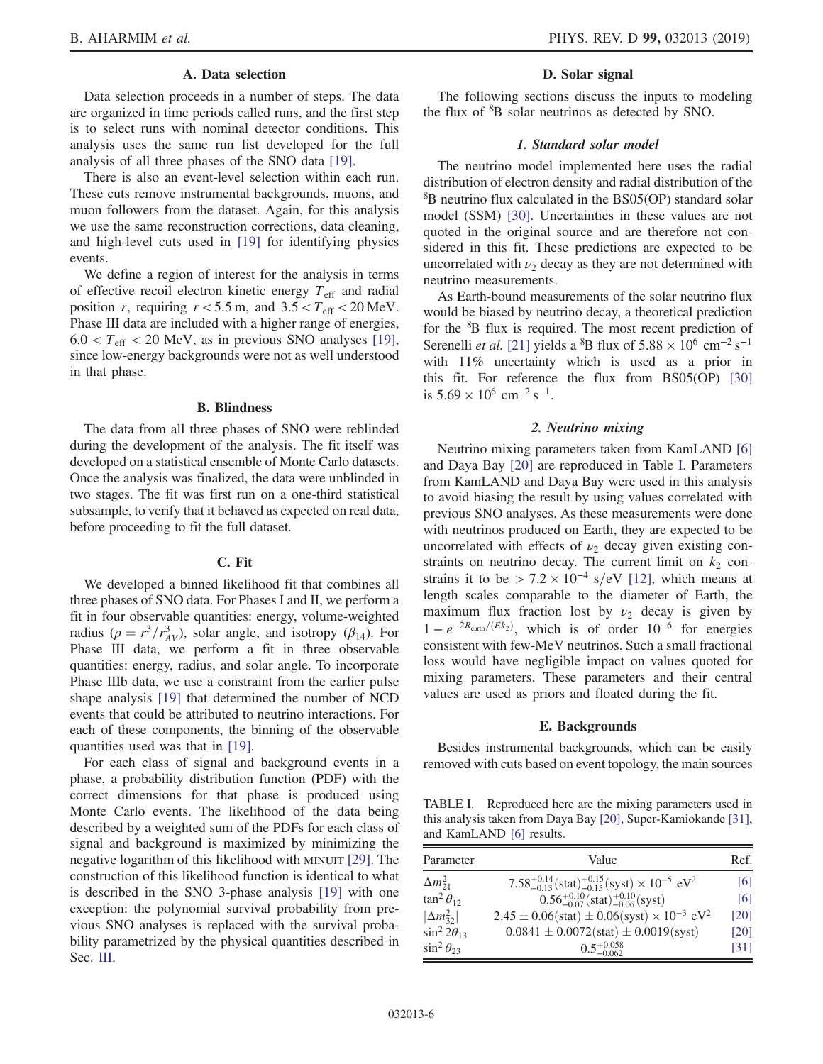### A. Data selection

Data selection proceeds in a number of steps. The data are organized in time periods called runs, and the first step is to select runs with nominal detector conditions. This analysis uses the same run list developed for the full analysis of all three phases of the SNO data [19].

There is also an event-level selection within each run. These cuts remove instrumental backgrounds, muons, and muon followers from the dataset. Again, for this analysis we use the same reconstruction corrections, data cleaning, and high-level cuts used in [19] for identifying physics events.

We define a region of interest for the analysis in terms of effective recoil electron kinetic energy $T_{\rm eff}$ and radial position $r$, requiring $r < 5.5$ m, and $3.5 < T_{\rm eff} < 20$ MeV. Phase III data are included with a higher range of energies, $6.0 < T_{\rm eff} < 20$ MeV, as in previous SNO analyses [19], since low-energy backgrounds were not as well understood in that phase.

### B. Blindness

The data from all three phases of SNO were reblinded during the development of the analysis. The fit itself was developed on a statistical ensemble of Monte Carlo datasets. Once the analysis was finalized, the data were unblinded in two stages. The fit was first run on a one-third statistical subsample, to verify that it behaved as expected on real data, before proceeding to fit the full dataset.

### C. Fit

We developed a binned likelihood fit that combines all three phases of SNO data. For Phases I and II, we perform a fit in four observable quantities: energy, volume-weighted radius ($\rho = r^3/r_{AV}^3$), solar angle, and isotropy ($\beta_{14}$). For Phase III data, we perform a fit in three observable quantities: energy, radius, and solar angle. To incorporate Phase IIIb data, we use a constraint from the earlier pulse shape analysis [19] that determined the number of NCD events that could be attributed to neutrino interactions. For each of these components, the binning of the observable quantities used was that in [19].

For each class of signal and background events in a phase, a probability distribution function (PDF) with the correct dimensions for that phase is produced using Monte Carlo events. The likelihood of the data being described by a weighted sum of the PDFs for each class of signal and background is maximized by minimizing the negative logarithm of this likelihood with MINUIT [29]. The construction of this likelihood function is identical to what is described in the SNO 3-phase analysis [19] with one exception: the polynomial survival probability from previous SNO analyses is replaced with the survival probability parametrized by the physical quantities described in Sec. III.

### D. Solar signal

The following sections discuss the inputs to modeling the flux of $^8$B solar neutrinos as detected by SNO.

#### 1. Standard solar model

The neutrino model implemented here uses the radial distribution of electron density and radial distribution of the $^8$B neutrino flux calculated in the BS05(OP) standard solar model (SSM) [30]. Uncertainties in these values are not quoted in the original source and are therefore not considered in this fit. These predictions are expected to be uncorrelated with $\nu_2$ decay as they are not determined with neutrino measurements.

As Earth-bound measurements of the solar neutrino flux would be biased by neutrino decay, a theoretical prediction for the $^8$B flux is required. The most recent prediction of Serenelli *et al.* [21] yields a $^8$B flux of $5.88 \times 10^6$ cm$^{-2}$ s$^{-1}$ with 11% uncertainty which is used as a prior in this fit. For reference the flux from BS05(OP) [30] is $5.69 \times 10^6$ cm$^{-2}$ s$^{-1}$.

#### 2. Neutrino mixing

Neutrino mixing parameters taken from KamLAND [6] and Daya Bay [20] are reproduced in Table I. Parameters from KamLAND and Daya Bay were used in this analysis to avoid biasing the result by using values correlated with previous SNO analyses. As these measurements were done with neutrinos produced on Earth, they are expected to be uncorrelated with effects of $\nu_2$ decay given existing constraints on neutrino decay. The current limit on $k_2$ constrains it to be $> 7.2 \times 10^{-4}$ s/eV [12], which means at length scales comparable to the diameter of Earth, the maximum flux fraction lost by $\nu_2$ decay is given by $1 - e^{-2R_{\rm earth}/(Ek_2)}$, which is of order $10^{-6}$ for energies consistent with few-MeV neutrinos. Such a small fractional loss would have negligible impact on values quoted for mixing parameters. These parameters and their central values are used as priors and floated during the fit.

### E. Backgrounds

Besides instrumental backgrounds, which can be easily removed with cuts based on event topology, the main sources

TABLE I. Reproduced here are the mixing parameters used in this analysis taken from Daya Bay [20], Super-Kamiokande [31], and KamLAND [6] results.

| Parameter | Value | Ref. |
|---|---|---|
| $\Delta m_{21}^2$ | $7.58^{+0.14}_{-0.13}(\text{stat})^{+0.15}_{-0.15}(\text{syst}) \times 10^{-5}$ eV$^2$ | [6] |
| $\tan^2\theta_{12}$ | $0.56^{+0.10}_{-0.07}(\text{stat})^{+0.10}_{-0.06}(\text{syst})$ | [6] |
| $\lvert\Delta m_{32}^2\rvert$ | $2.45 \pm 0.06(\text{stat}) \pm 0.06(\text{syst}) \times 10^{-3}$ eV$^2$ | [20] |
| $\sin^2 2\theta_{13}$ | $0.0841 \pm 0.0072(\text{stat}) \pm 0.0019(\text{syst})$ | [20] |
| $\sin^2\theta_{23}$ | $0.5^{+0.058}_{-0.062}$ | [31] |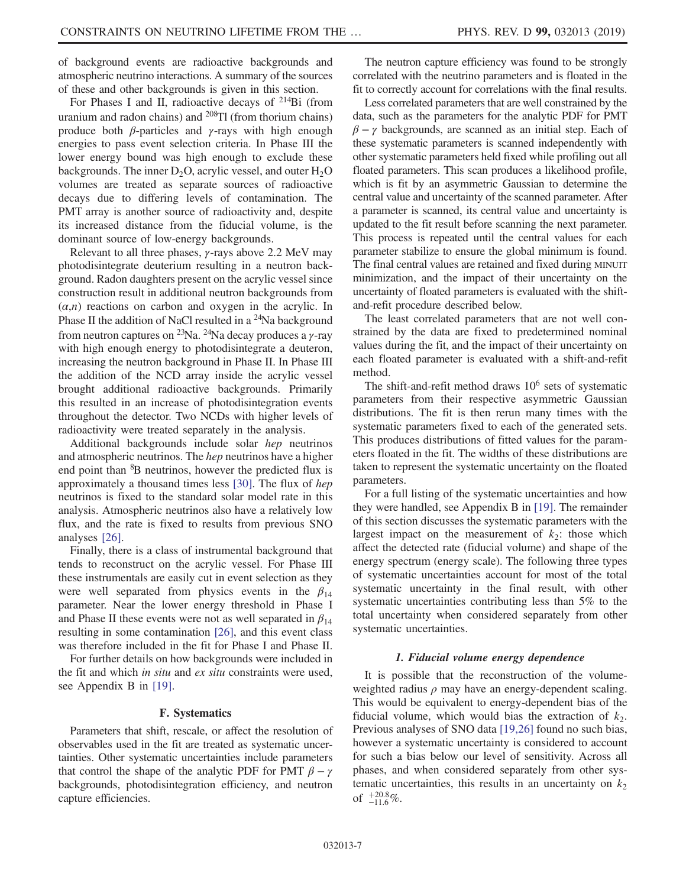of background events are radioactive backgrounds and atmospheric neutrino interactions. A summary of the sources of these and other backgrounds is given in this section.

For Phases I and II, radioactive decays of $^{214}$Bi (from uranium and radon chains) and $^{208}$Tl (from thorium chains) produce both $\beta$-particles and $\gamma$-rays with high enough energies to pass event selection criteria. In Phase III the lower energy bound was high enough to exclude these backgrounds. The inner $D_2O$, acrylic vessel, and outer $H_2O$ volumes are treated as separate sources of radioactive decays due to differing levels of contamination. The PMT array is another source of radioactivity and, despite its increased distance from the fiducial volume, is the dominant source of low-energy backgrounds.

Relevant to all three phases, $\gamma$-rays above 2.2 MeV may photodisintegrate deuterium resulting in a neutron background. Radon daughters present on the acrylic vessel since construction result in additional neutron backgrounds from $(\alpha,n)$ reactions on carbon and oxygen in the acrylic. In Phase II the addition of NaCl resulted in a $^{24}$Na background from neutron captures on $^{23}$Na. $^{24}$Na decay produces a $\gamma$-ray with high enough energy to photodisintegrate a deuteron, increasing the neutron background in Phase II. In Phase III the addition of the NCD array inside the acrylic vessel brought additional radioactive backgrounds. Primarily this resulted in an increase of photodisintegration events throughout the detector. Two NCDs with higher levels of radioactivity were treated separately in the analysis.

Additional backgrounds include solar *hep* neutrinos and atmospheric neutrinos. The *hep* neutrinos have a higher end point than $^8$B neutrinos, however the predicted flux is approximately a thousand times less [30]. The flux of *hep* neutrinos is fixed to the standard solar model rate in this analysis. Atmospheric neutrinos also have a relatively low flux, and the rate is fixed to results from previous SNO analyses [26].

Finally, there is a class of instrumental background that tends to reconstruct on the acrylic vessel. For Phase III these instrumentals are easily cut in event selection as they were well separated from physics events in the $\beta_{14}$ parameter. Near the lower energy threshold in Phase I and Phase II these events were not as well separated in $\beta_{14}$ resulting in some contamination [26], and this event class was therefore included in the fit for Phase I and Phase II.

For further details on how backgrounds were included in the fit and which *in situ* and *ex situ* constraints were used, see Appendix B in [19].

### F. Systematics

Parameters that shift, rescale, or affect the resolution of observables used in the fit are treated as systematic uncertainties. Other systematic uncertainties include parameters that control the shape of the analytic PDF for PMT $\beta-\gamma$ backgrounds, photodisintegration efficiency, and neutron capture efficiencies.

The neutron capture efficiency was found to be strongly correlated with the neutrino parameters and is floated in the fit to correctly account for correlations with the final results.

Less correlated parameters that are well constrained by the data, such as the parameters for the analytic PDF for PMT $\beta-\gamma$ backgrounds, are scanned as an initial step. Each of these systematic parameters is scanned independently with other systematic parameters held fixed while profiling out all floated parameters. This scan produces a likelihood profile, which is fit by an asymmetric Gaussian to determine the central value and uncertainty of the scanned parameter. After a parameter is scanned, its central value and uncertainty is updated to the fit result before scanning the next parameter. This process is repeated until the central values for each parameter stabilize to ensure the global minimum is found. The final central values are retained and fixed during MINUIT minimization, and the impact of their uncertainty on the uncertainty of floated parameters is evaluated with the shift-and-refit procedure described below.

The least correlated parameters that are not well constrained by the data are fixed to predetermined nominal values during the fit, and the impact of their uncertainty on each floated parameter is evaluated with a shift-and-refit method.

The shift-and-refit method draws $10^6$ sets of systematic parameters from their respective asymmetric Gaussian distributions. The fit is then rerun many times with the systematic parameters fixed to each of the generated sets. This produces distributions of fitted values for the parameters floated in the fit. The widths of these distributions are taken to represent the systematic uncertainty on the floated parameters.

For a full listing of the systematic uncertainties and how they were handled, see Appendix B in [19]. The remainder of this section discusses the systematic parameters with the largest impact on the measurement of $k_2$: those which affect the detected rate (fiducial volume) and shape of the energy spectrum (energy scale). The following three types of systematic uncertainties account for most of the total systematic uncertainty in the final result, with other systematic uncertainties contributing less than 5% to the total uncertainty when considered separately from other systematic uncertainties.

#### 1. Fiducial volume energy dependence

It is possible that the reconstruction of the volume-weighted radius $\rho$ may have an energy-dependent scaling. This would be equivalent to energy-dependent bias of the fiducial volume, which would bias the extraction of $k_2$. Previous analyses of SNO data [19,26] found no such bias, however a systematic uncertainty is considered to account for such a bias below our level of sensitivity. Across all phases, and when considered separately from other systematic uncertainties, this results in an uncertainty on $k_2$ of $^{+20.8}_{-11.6}$%.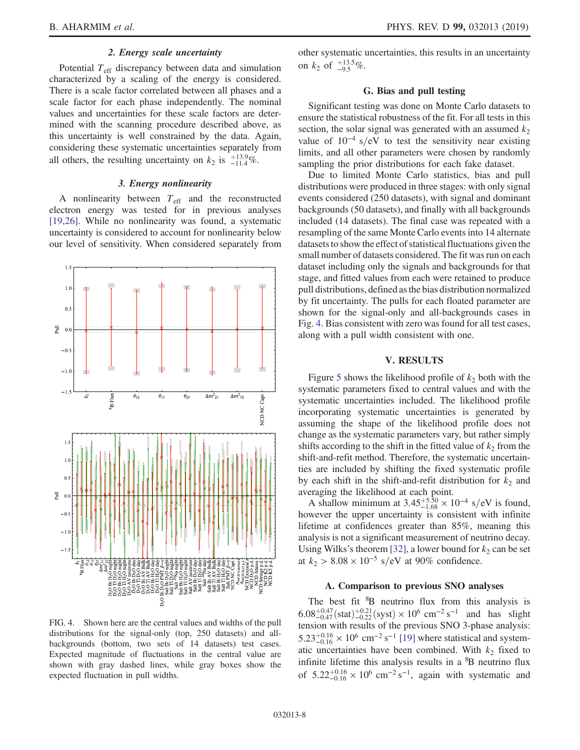### 2. Energy scale uncertainty

Potential $T_{\mathrm{eff}}$ discrepancy between data and simulation characterized by a scaling of the energy is considered. There is a scale factor correlated between all phases and a scale factor for each phase independently. The nominal values and uncertainties for these scale factors are determined with the scanning procedure described above, as this uncertainty is well constrained by the data. Again, considering these systematic uncertainties separately from all others, the resulting uncertainty on $k_2$ is $^{+13.9}_{-11.4}\%$.

### 3. Energy nonlinearity

A nonlinearity between $T_{\mathrm{eff}}$ and the reconstructed electron energy was tested for in previous analyses [19,26]. While no nonlinearity was found, a systematic uncertainty is considered to account for nonlinearity below our level of sensitivity. When considered separately from other systematic uncertainties, this results in an uncertainty on $k_2$ of $^{+13.5}_{-9.5}\%$.

FIG. 4. Shown here are the central values and widths of the pull distributions for the signal-only (top, 250 datasets) and all-backgrounds (bottom, two sets of 14 datasets) test cases. Expected magnitude of fluctuations in the central value are shown with gray dashed lines, while gray boxes show the expected fluctuation in pull widths.

### G. Bias and pull testing

Significant testing was done on Monte Carlo datasets to ensure the statistical robustness of the fit. For all tests in this section, the solar signal was generated with an assumed $k_2$ value of $10^{-4}$ s/eV to test the sensitivity near existing limits, and all other parameters were chosen by randomly sampling the prior distributions for each fake dataset.

Due to limited Monte Carlo statistics, bias and pull distributions were produced in three stages: with only signal events considered (250 datasets), with signal and dominant backgrounds (50 datasets), and finally with all backgrounds included (14 datasets). The final case was repeated with a resampling of the same Monte Carlo events into 14 alternate datasets to show the effect of statistical fluctuations given the small number of datasets considered. The fit was run on each dataset including only the signals and backgrounds for that stage, and fitted values from each were retained to produce pull distributions, defined as the bias distribution normalized by fit uncertainty. The pulls for each floated parameter are shown for the signal-only and all-backgrounds cases in Fig. 4. Bias consistent with zero was found for all test cases, along with a pull width consistent with one.

## V. RESULTS

Figure 5 shows the likelihood profile of $k_2$ both with the systematic parameters fixed to central values and with the systematic uncertainties included. The likelihood profile incorporating systematic uncertainties is generated by assuming the shape of the likelihood profile does not change as the systematic parameters vary, but rather simply shifts according to the shift in the fitted value of $k_2$ from the shift-and-refit method. Therefore, the systematic uncertainties are included by shifting the fixed systematic profile by each shift in the shift-and-refit distribution for $k_2$ and averaging the likelihood at each point.

A shallow minimum at $3.45^{+5.50}_{-1.68} \times 10^{-4}$ s/eV is found, however the upper uncertainty is consistent with infinite lifetime at confidences greater than 85%, meaning this analysis is not a significant measurement of neutrino decay. Using Wilks's theorem [32], a lower bound for $k_2$ can be set at $k_2 > 8.08 \times 10^{-5}$ s/eV at 90% confidence.

### A. Comparison to previous SNO analyses

The best fit $^8$B neutrino flux from this analysis is $6.08^{+0.47}_{-0.47}(\mathrm{stat})^{+0.21}_{-0.22}(\mathrm{syst}) \times 10^6\ \mathrm{cm}^{-2}\,\mathrm{s}^{-1}$ and has slight tension with results of the previous SNO 3-phase analysis: $5.23^{+0.16}_{-0.16} \times 10^6\ \mathrm{cm}^{-2}\,\mathrm{s}^{-1}$ [19] where statistical and systematic uncertainties have been combined. With $k_2$ fixed to infinite lifetime this analysis results in a $^8$B neutrino flux of $5.22^{+0.16}_{-0.16} \times 10^6\ \mathrm{cm}^{-2}\,\mathrm{s}^{-1}$, again with systematic and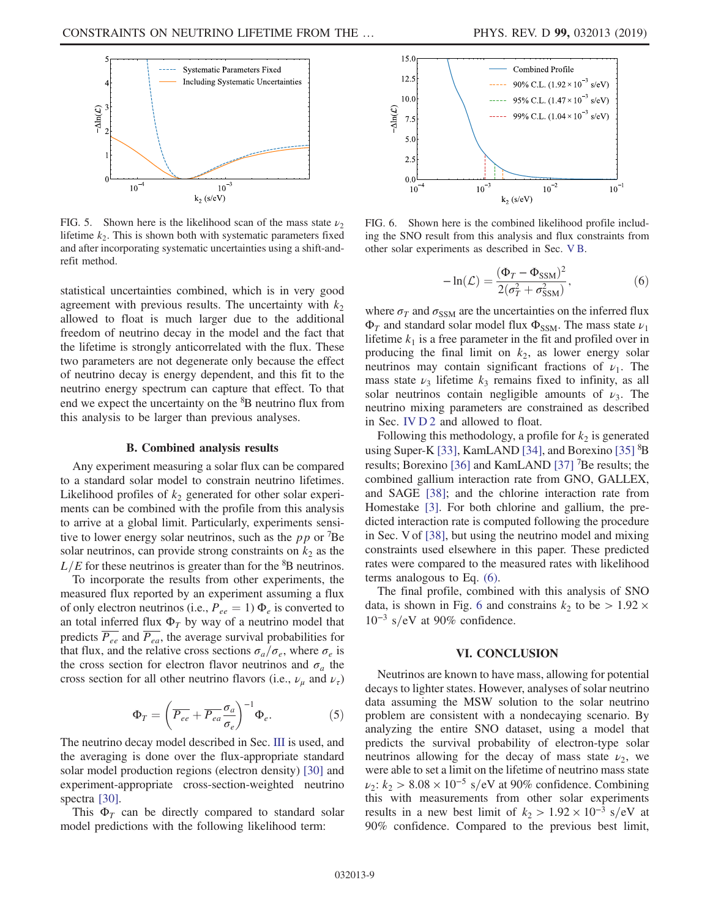FIG. 5. Shown here is the likelihood scan of the mass state $\nu_2$ lifetime $k_2$. This is shown both with systematic parameters fixed and after incorporating systematic uncertainties using a shift-and-refit method.

FIG. 6. Shown here is the combined likelihood profile including the SNO result from this analysis and flux constraints from other solar experiments as described in Sec. V B.

statistical uncertainties combined, which is in very good agreement with previous results. The uncertainty with $k_2$ allowed to float is much larger due to the additional freedom of neutrino decay in the model and the fact that the lifetime is strongly anticorrelated with the flux. These two parameters are not degenerate only because the effect of neutrino decay is energy dependent, and this fit to the neutrino energy spectrum can capture that effect. To that end we expect the uncertainty on the $^{8}$B neutrino flux from this analysis to be larger than previous analyses.

### B. Combined analysis results

Any experiment measuring a solar flux can be compared to a standard solar model to constrain neutrino lifetimes. Likelihood profiles of $k_2$ generated for other solar experiments can be combined with the profile from this analysis to arrive at a global limit. Particularly, experiments sensitive to lower energy solar neutrinos, such as the $pp$ or $^{7}$Be solar neutrinos, can provide strong constraints on $k_2$ as the $L/E$ for these neutrinos is greater than for the $^{8}$B neutrinos.

To incorporate the results from other experiments, the measured flux reported by an experiment assuming a flux of only electron neutrinos (i.e., $P_{ee} = 1$) $\Phi_e$ is converted to an total inferred flux $\Phi_T$ by way of a neutrino model that predicts $\overline{P_{ee}}$ and $\overline{P_{ea}}$, the average survival probabilities for that flux, and the relative cross sections $\sigma_a/\sigma_e$, where $\sigma_e$ is the cross section for electron flavor neutrinos and $\sigma_a$ the cross section for all other neutrino flavors (i.e., $\nu_\mu$ and $\nu_\tau$)

$$\Phi_T = \left(\overline{P_{ee}} + \overline{P_{ea}}\frac{\sigma_a}{\sigma_e}\right)^{-1}\Phi_e. \tag{5}$$

The neutrino decay model described in Sec. III is used, and the averaging is done over the flux-appropriate standard solar model production regions (electron density) [30] and experiment-appropriate cross-section-weighted neutrino spectra [30].

This $\Phi_T$ can be directly compared to standard solar model predictions with the following likelihood term:

$$-\ln(\mathcal{L}) = \frac{(\Phi_T - \Phi_{\mathrm{SSM}})^2}{2(\sigma_T^2 + \sigma_{\mathrm{SSM}}^2)}, \tag{6}$$

where $\sigma_T$ and $\sigma_{\mathrm{SSM}}$ are the uncertainties on the inferred flux $\Phi_T$ and standard solar model flux $\Phi_{\mathrm{SSM}}$. The mass state $\nu_1$ lifetime $k_1$ is a free parameter in the fit and profiled over in producing the final limit on $k_2$, as lower energy solar neutrinos may contain significant fractions of $\nu_1$. The mass state $\nu_3$ lifetime $k_3$ remains fixed to infinity, as all solar neutrinos contain negligible amounts of $\nu_3$. The neutrino mixing parameters are constrained as described in Sec. IV D 2 and allowed to float.

Following this methodology, a profile for $k_2$ is generated using Super-K [33], KamLAND [34], and Borexino [35] $^{8}$B results; Borexino [36] and KamLAND [37] $^{7}$Be results; the combined gallium interaction rate from GNO, GALLEX, and SAGE [38]; and the chlorine interaction rate from Homestake [3]. For both chlorine and gallium, the predicted interaction rate is computed following the procedure in Sec. V of [38], but using the neutrino model and mixing constraints used elsewhere in this paper. These predicted rates were compared to the measured rates with likelihood terms analogous to Eq. (6).

The final profile, combined with this analysis of SNO data, is shown in Fig. 6 and constrains $k_2$ to be $> 1.92 \times 10^{-3}$ s/eV at 90% confidence.

## VI. CONCLUSION

Neutrinos are known to have mass, allowing for potential decays to lighter states. However, analyses of solar neutrino data assuming the MSW solution to the solar neutrino problem are consistent with a nondecaying scenario. By analyzing the entire SNO dataset, using a model that predicts the survival probability of electron-type solar neutrinos allowing for the decay of mass state $\nu_2$, we were able to set a limit on the lifetime of neutrino mass state $\nu_2$: $k_2 > 8.08 \times 10^{-5}$ s/eV at 90% confidence. Combining this with measurements from other solar experiments results in a new best limit of $k_2 > 1.92 \times 10^{-3}$ s/eV at 90% confidence. Compared to the previous best limit,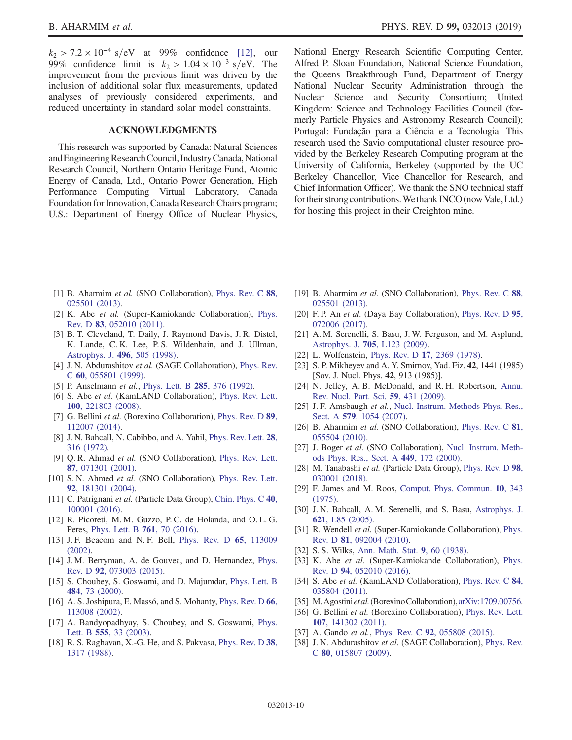$k_2 > 7.2 \times 10^{-4}$ s/eV at 99% confidence [12], our 99% confidence limit is $k_2 > 1.04 \times 10^{-3}$ s/eV. The improvement from the previous limit was driven by the inclusion of additional solar flux measurements, updated analyses of previously considered experiments, and reduced uncertainty in standard solar model constraints.

## ACKNOWLEDGMENTS

This research was supported by Canada: Natural Sciences and Engineering Research Council, Industry Canada, National Research Council, Northern Ontario Heritage Fund, Atomic Energy of Canada, Ltd., Ontario Power Generation, High Performance Computing Virtual Laboratory, Canada Foundation for Innovation, Canada Research Chairs program; U.S.: Department of Energy Office of Nuclear Physics, National Energy Research Scientific Computing Center, Alfred P. Sloan Foundation, National Science Foundation, the Queens Breakthrough Fund, Department of Energy National Nuclear Security Administration through the Nuclear Science and Security Consortium; United Kingdom: Science and Technology Facilities Council (formerly Particle Physics and Astronomy Research Council); Portugal: Fundação para a Ciência e a Tecnologia. This research used the Savio computational cluster resource provided by the Berkeley Research Computing program at the University of California, Berkeley (supported by the UC Berkeley Chancellor, Vice Chancellor for Research, and Chief Information Officer). We thank the SNO technical staff for their strong contributions. We thank INCO (now Vale, Ltd.) for hosting this project in their Creighton mine.

---

[1] B. Aharmim *et al.* (SNO Collaboration), Phys. Rev. C **88**, 025501 (2013).

[2] K. Abe *et al.* (Super-Kamiokande Collaboration), Phys. Rev. D **83**, 052010 (2011).

[3] B. T. Cleveland, T. Daily, J. Raymond Davis, J. R. Distel, K. Lande, C. K. Lee, P. S. Wildenhain, and J. Ullman, Astrophys. J. **496**, 505 (1998).

[4] J. N. Abdurashitov *et al.* (SAGE Collaboration), Phys. Rev. C **60**, 055801 (1999).

[5] P. Anselmann *et al.*, Phys. Lett. B **285**, 376 (1992).

[6] S. Abe *et al.* (KamLAND Collaboration), Phys. Rev. Lett. **100**, 221803 (2008).

[7] G. Bellini *et al.* (Borexino Collaboration), Phys. Rev. D **89**, 112007 (2014).

[8] J. N. Bahcall, N. Cabibbo, and A. Yahil, Phys. Rev. Lett. **28**, 316 (1972).

[9] Q. R. Ahmad *et al.* (SNO Collaboration), Phys. Rev. Lett. **87**, 071301 (2001).

[10] S. N. Ahmed *et al.* (SNO Collaboration), Phys. Rev. Lett. **92**, 181301 (2004).

[11] C. Patrignani *et al.* (Particle Data Group), Chin. Phys. C **40**, 100001 (2016).

[12] R. Picoreti, M. M. Guzzo, P. C. de Holanda, and O. L. G. Peres, Phys. Lett. B **761**, 70 (2016).

[13] J. F. Beacom and N. F. Bell, Phys. Rev. D **65**, 113009 (2002).

[14] J. M. Berryman, A. de Gouvea, and D. Hernandez, Phys. Rev. D **92**, 073003 (2015).

[15] S. Choubey, S. Goswami, and D. Majumdar, Phys. Lett. B **484**, 73 (2000).

[16] A. S. Joshipura, E. Massó, and S. Mohanty, Phys. Rev. D **66**, 113008 (2002).

[17] A. Bandyopadhyay, S. Choubey, and S. Goswami, Phys. Lett. B **555**, 33 (2003).

[18] R. S. Raghavan, X.-G. He, and S. Pakvasa, Phys. Rev. D **38**, 1317 (1988).

[19] B. Aharmim *et al.* (SNO Collaboration), Phys. Rev. C **88**, 025501 (2013).

[20] F. P. An *et al.* (Daya Bay Collaboration), Phys. Rev. D **95**, 072006 (2017).

[21] A. M. Serenelli, S. Basu, J. W. Ferguson, and M. Asplund, Astrophys. J. **705**, L123 (2009).

[22] L. Wolfenstein, Phys. Rev. D **17**, 2369 (1978).

[23] S. P. Mikheyev and A. Y. Smirnov, Yad. Fiz. **42**, 1441 (1985) [Sov. J. Nucl. Phys. **42**, 913 (1985)].

[24] N. Jelley, A. B. McDonald, and R. H. Robertson, Annu. Rev. Nucl. Part. Sci. **59**, 431 (2009).

[25] J. F. Amsbaugh *et al.*, Nucl. Instrum. Methods Phys. Res., Sect. A **579**, 1054 (2007).

[26] B. Aharmim *et al.* (SNO Collaboration), Phys. Rev. C **81**, 055504 (2010).

[27] J. Boger *et al.* (SNO Collaboration), Nucl. Instrum. Methods Phys. Res., Sect. A **449**, 172 (2000).

[28] M. Tanabashi *et al.* (Particle Data Group), Phys. Rev. D **98**, 030001 (2018).

[29] F. James and M. Roos, Comput. Phys. Commun. **10**, 343 (1975).

[30] J. N. Bahcall, A. M. Serenelli, and S. Basu, Astrophys. J. **621**, L85 (2005).

[31] R. Wendell *et al.* (Super-Kamiokande Collaboration), Phys. Rev. D **81**, 092004 (2010).

[32] S. S. Wilks, Ann. Math. Stat. **9**, 60 (1938).

[33] K. Abe *et al.* (Super-Kamiokande Collaboration), Phys. Rev. D **94**, 052010 (2016).

[34] S. Abe *et al.* (KamLAND Collaboration), Phys. Rev. C **84**, 035804 (2011).

[35] M. Agostini *et al.* (Borexino Collaboration), arXiv:1709.00756.

[36] G. Bellini *et al.* (Borexino Collaboration), Phys. Rev. Lett. **107**, 141302 (2011).

[37] A. Gando *et al.*, Phys. Rev. C **92**, 055808 (2015).

[38] J. N. Abdurashitov *et al.* (SAGE Collaboration), Phys. Rev. C **80**, 015807 (2009).